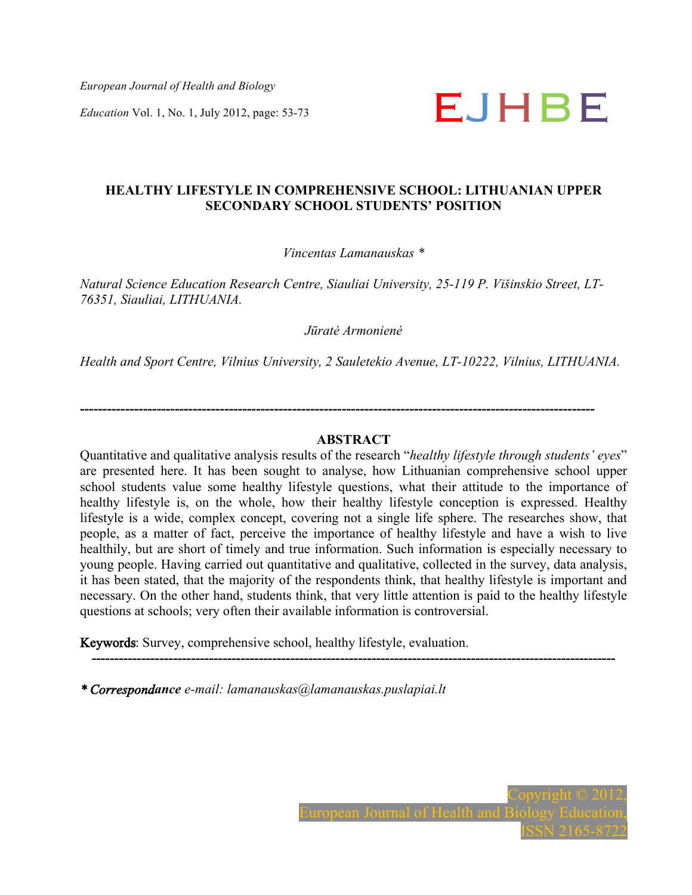# HEALTHY LIFESTYLE IN COMPREHENSIVE SCHOOL: LITHUANIAN UPPER SECONDARY SCHOOL STUDENTS' POSITION

*Vincentas Lamanauskas* *

*Natural Science Education Research Centre, Siauliai University, 25-119 P. Višinskio Street, LT-76351, Siauliai, LITHUANIA.*

*Jūratė Armonienė*

*Health and Sport Centre, Vilnius University, 2 Sauletekio Avenue, LT-10222, Vilnius, LITHUANIA.*

---

## ABSTRACT

Quantitative and qualitative analysis results of the research "*healthy lifestyle through students' eyes*" are presented here. It has been sought to analyse, how Lithuanian comprehensive school upper school students value some healthy lifestyle questions, what their attitude to the importance of healthy lifestyle is, on the whole, how their healthy lifestyle conception is expressed. Healthy lifestyle is a wide, complex concept, covering not a single life sphere. The researches show, that people, as a matter of fact, perceive the importance of healthy lifestyle and have a wish to live healthily, but are short of timely and true information. Such information is especially necessary to young people. Having carried out quantitative and qualitative, collected in the survey, data analysis, it has been stated, that the majority of the respondents think, that healthy lifestyle is important and necessary. On the other hand, students think, that very little attention is paid to the healthy lifestyle questions at schools; very often their available information is controversial.

**Keywords**: Survey, comprehensive school, healthy lifestyle, evaluation.

---

*** *Correspondance* *e-mail: lamanauskas@lamanauskas.puslapiai.lt*

Copyright © 2012, European Journal of Health and Biology Education, ISSN 2165-8722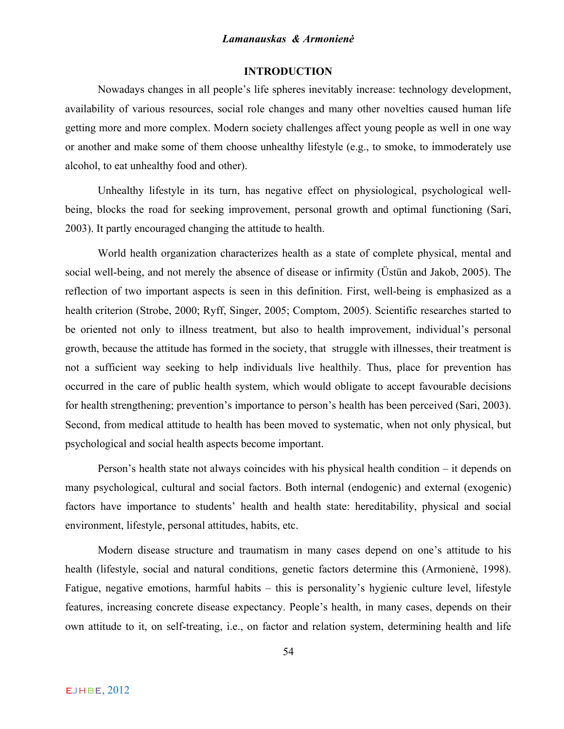## INTRODUCTION

Nowadays changes in all people's life spheres inevitably increase: technology development, availability of various resources, social role changes and many other novelties caused human life getting more and more complex. Modern society challenges affect young people as well in one way or another and make some of them choose unhealthy lifestyle (e.g., to smoke, to immoderately use alcohol, to eat unhealthy food and other).

Unhealthy lifestyle in its turn, has negative effect on physiological, psychological well-being, blocks the road for seeking improvement, personal growth and optimal functioning (Sari, 2003). It partly encouraged changing the attitude to health.

World health organization characterizes health as a state of complete physical, mental and social well-being, and not merely the absence of disease or infirmity (Üstün and Jakob, 2005). The reflection of two important aspects is seen in this definition. First, well-being is emphasized as a health criterion (Strobe, 2000; Ryff, Singer, 2005; Comptom, 2005). Scientific researches started to be oriented not only to illness treatment, but also to health improvement, individual's personal growth, because the attitude has formed in the society, that struggle with illnesses, their treatment is not a sufficient way seeking to help individuals live healthily. Thus, place for prevention has occurred in the care of public health system, which would obligate to accept favourable decisions for health strengthening; prevention's importance to person's health has been perceived (Sari, 2003). Second, from medical attitude to health has been moved to systematic, when not only physical, but psychological and social health aspects become important.

Person's health state not always coincides with his physical health condition – it depends on many psychological, cultural and social factors. Both internal (endogenic) and external (exogenic) factors have importance to students' health and health state: hereditability, physical and social environment, lifestyle, personal attitudes, habits, etc.

Modern disease structure and traumatism in many cases depend on one's attitude to his health (lifestyle, social and natural conditions, genetic factors determine this (Armonienė, 1998). Fatigue, negative emotions, harmful habits – this is personality's hygienic culture level, lifestyle features, increasing concrete disease expectancy. People's health, in many cases, depends on their own attitude to it, on self-treating, i.e., on factor and relation system, determining health and life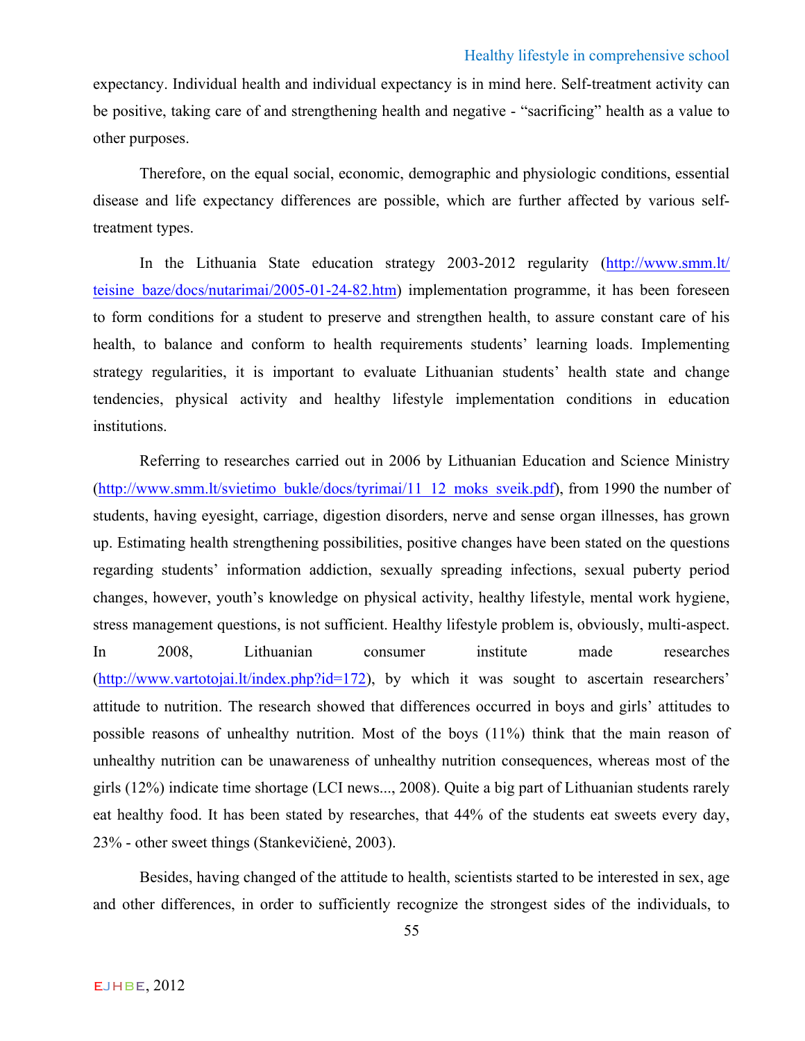expectancy. Individual health and individual expectancy is in mind here. Self-treatment activity can be positive, taking care of and strengthening health and negative - "sacrificing" health as a value to other purposes.

Therefore, on the equal social, economic, demographic and physiologic conditions, essential disease and life expectancy differences are possible, which are further affected by various self-treatment types.

In the Lithuania State education strategy 2003-2012 regularity (http://www.smm.lt/teisine_baze/docs/nutarimai/2005-01-24-82.htm) implementation programme, it has been foreseen to form conditions for a student to preserve and strengthen health, to assure constant care of his health, to balance and conform to health requirements students' learning loads. Implementing strategy regularities, it is important to evaluate Lithuanian students' health state and change tendencies, physical activity and healthy lifestyle implementation conditions in education institutions.

Referring to researches carried out in 2006 by Lithuanian Education and Science Ministry (http://www.smm.lt/svietimo_bukle/docs/tyrimai/11_12_moks_sveik.pdf), from 1990 the number of students, having eyesight, carriage, digestion disorders, nerve and sense organ illnesses, has grown up. Estimating health strengthening possibilities, positive changes have been stated on the questions regarding students' information addiction, sexually spreading infections, sexual puberty period changes, however, youth's knowledge on physical activity, healthy lifestyle, mental work hygiene, stress management questions, is not sufficient. Healthy lifestyle problem is, obviously, multi-aspect. In 2008, Lithuanian consumer institute made researches (http://www.vartotojai.lt/index.php?id=172), by which it was sought to ascertain researchers' attitude to nutrition. The research showed that differences occurred in boys and girls' attitudes to possible reasons of unhealthy nutrition. Most of the boys (11%) think that the main reason of unhealthy nutrition can be unawareness of unhealthy nutrition consequences, whereas most of the girls (12%) indicate time shortage (LCI news..., 2008). Quite a big part of Lithuanian students rarely eat healthy food. It has been stated by researches, that 44% of the students eat sweets every day, 23% - other sweet things (Stankevičienė, 2003).

Besides, having changed of the attitude to health, scientists started to be interested in sex, age and other differences, in order to sufficiently recognize the strongest sides of the individuals, to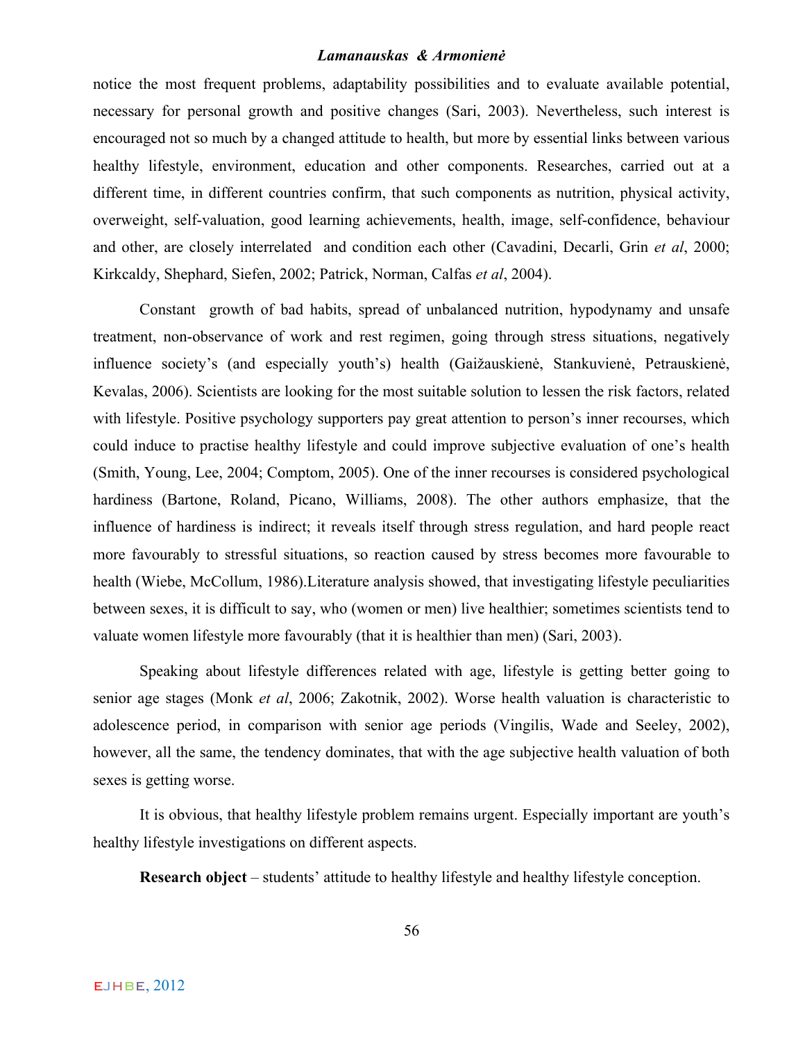notice the most frequent problems, adaptability possibilities and to evaluate available potential, necessary for personal growth and positive changes (Sari, 2003). Nevertheless, such interest is encouraged not so much by a changed attitude to health, but more by essential links between various healthy lifestyle, environment, education and other components. Researches, carried out at a different time, in different countries confirm, that such components as nutrition, physical activity, overweight, self-valuation, good learning achievements, health, image, self-confidence, behaviour and other, are closely interrelated and condition each other (Cavadini, Decarli, Grin *et al*, 2000; Kirkcaldy, Shephard, Siefen, 2002; Patrick, Norman, Calfas *et al*, 2004).

Constant growth of bad habits, spread of unbalanced nutrition, hypodynamy and unsafe treatment, non-observance of work and rest regimen, going through stress situations, negatively influence society's (and especially youth's) health (Gaižauskienė, Stankuvienė, Petrauskienė, Kevalas, 2006). Scientists are looking for the most suitable solution to lessen the risk factors, related with lifestyle. Positive psychology supporters pay great attention to person's inner recourses, which could induce to practise healthy lifestyle and could improve subjective evaluation of one's health (Smith, Young, Lee, 2004; Comptom, 2005). One of the inner recourses is considered psychological hardiness (Bartone, Roland, Picano, Williams, 2008). The other authors emphasize, that the influence of hardiness is indirect; it reveals itself through stress regulation, and hard people react more favourably to stressful situations, so reaction caused by stress becomes more favourable to health (Wiebe, McCollum, 1986).Literature analysis showed, that investigating lifestyle peculiarities between sexes, it is difficult to say, who (women or men) live healthier; sometimes scientists tend to valuate women lifestyle more favourably (that it is healthier than men) (Sari, 2003).

Speaking about lifestyle differences related with age, lifestyle is getting better going to senior age stages (Monk *et al*, 2006; Zakotnik, 2002). Worse health valuation is characteristic to adolescence period, in comparison with senior age periods (Vingilis, Wade and Seeley, 2002), however, all the same, the tendency dominates, that with the age subjective health valuation of both sexes is getting worse.

It is obvious, that healthy lifestyle problem remains urgent. Especially important are youth's healthy lifestyle investigations on different aspects.

**Research object** – students' attitude to healthy lifestyle and healthy lifestyle conception.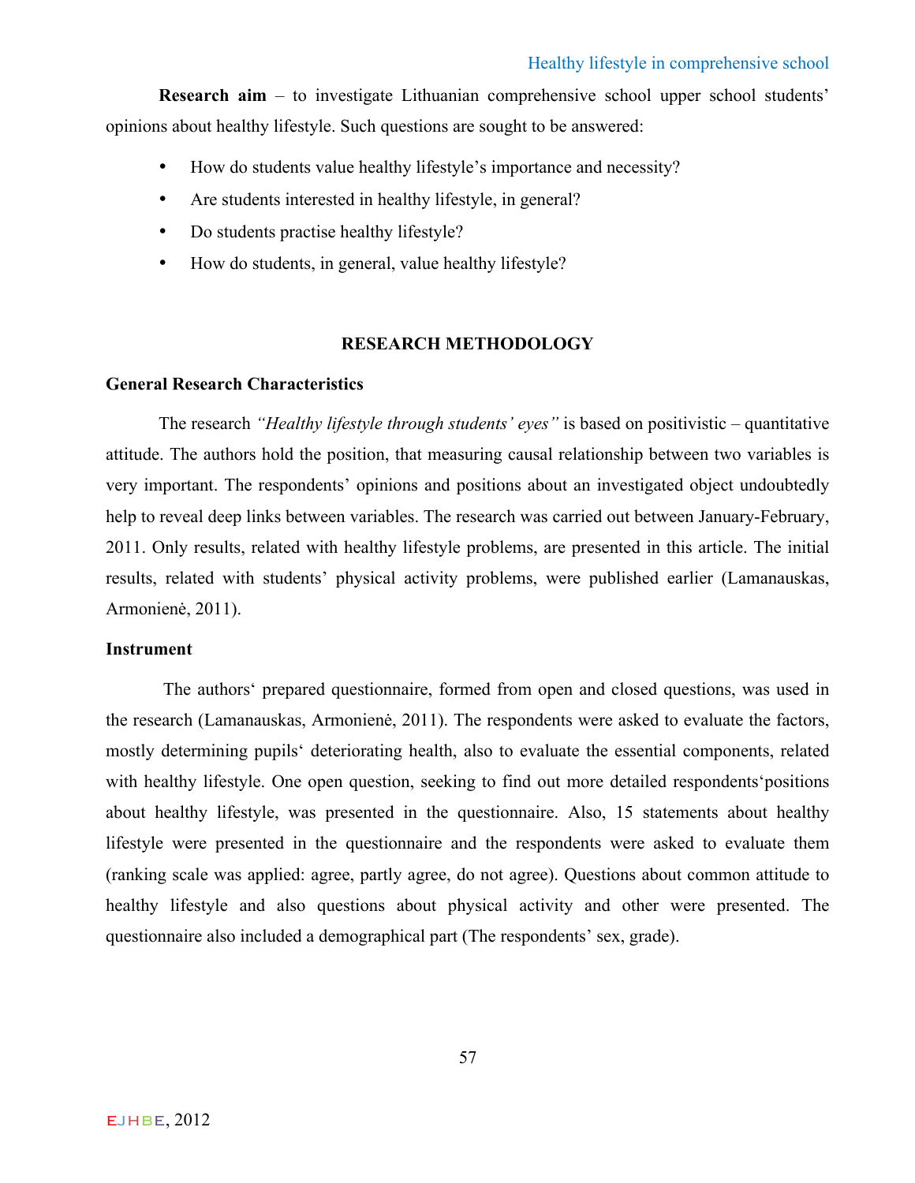**Research aim** – to investigate Lithuanian comprehensive school upper school students' opinions about healthy lifestyle. Such questions are sought to be answered:

- How do students value healthy lifestyle's importance and necessity?
- Are students interested in healthy lifestyle, in general?
- Do students practise healthy lifestyle?
- How do students, in general, value healthy lifestyle?

## RESEARCH METHODOLOGY

### General Research Characteristics

The research *"Healthy lifestyle through students' eyes"* is based on positivistic – quantitative attitude. The authors hold the position, that measuring causal relationship between two variables is very important. The respondents' opinions and positions about an investigated object undoubtedly help to reveal deep links between variables. The research was carried out between January-February, 2011. Only results, related with healthy lifestyle problems, are presented in this article. The initial results, related with students' physical activity problems, were published earlier (Lamanauskas, Armonienė, 2011).

### Instrument

The authors�extquotesingle prepared questionnaire, formed from open and closed questions, was used in the research (Lamanauskas, Armonienė, 2011). The respondents were asked to evaluate the factors, mostly determining pupils‘ deteriorating health, also to evaluate the essential components, related with healthy lifestyle. One open question, seeking to find out more detailed respondents‘positions about healthy lifestyle, was presented in the questionnaire. Also, 15 statements about healthy lifestyle were presented in the questionnaire and the respondents were asked to evaluate them (ranking scale was applied: agree, partly agree, do not agree). Questions about common attitude to healthy lifestyle and also questions about physical activity and other were presented. The questionnaire also included a demographical part (The respondents' sex, grade).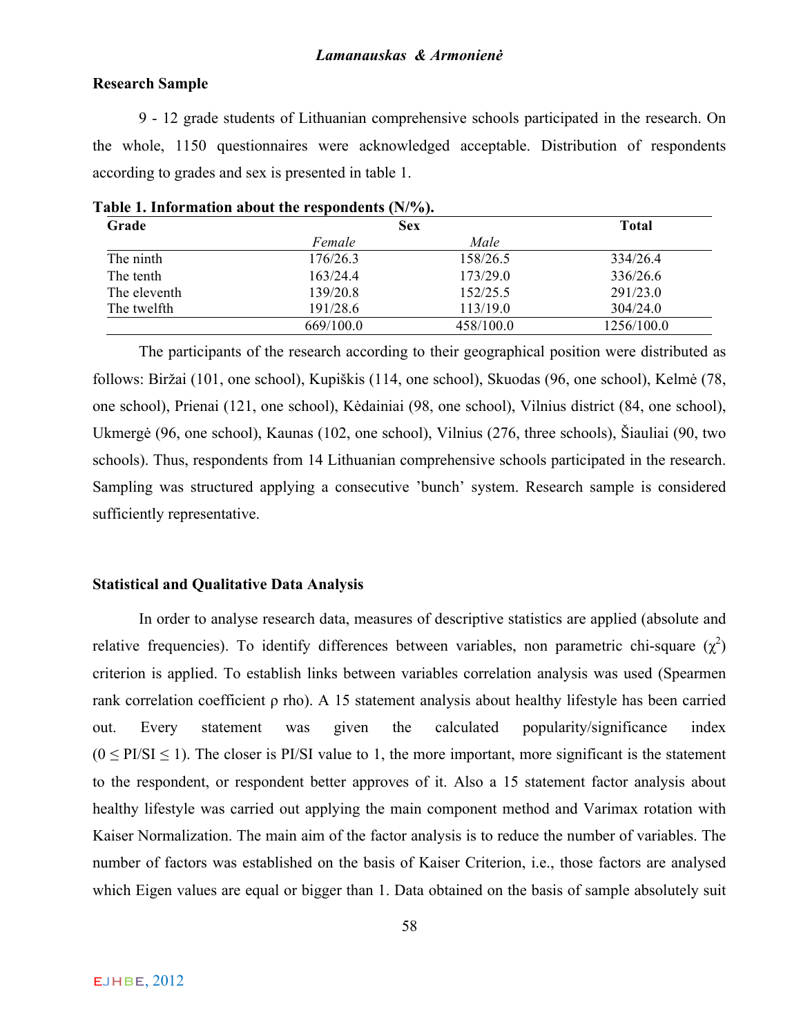**Research Sample**

9 - 12 grade students of Lithuanian comprehensive schools participated in the research. On the whole, 1150 questionnaires were acknowledged acceptable. Distribution of respondents according to grades and sex is presented in table 1.

**Table 1. Information about the respondents (N/%).**

| Grade | Sex | | Total |
|---|---|---|---|
| | *Female* | *Male* | |
| The ninth | 176/26.3 | 158/26.5 | 334/26.4 |
| The tenth | 163/24.4 | 173/29.0 | 336/26.6 |
| The eleventh | 139/20.8 | 152/25.5 | 291/23.0 |
| The twelfth | 191/28.6 | 113/19.0 | 304/24.0 |
| | 669/100.0 | 458/100.0 | 1256/100.0 |

The participants of the research according to their geographical position were distributed as follows: Biržai (101, one school), Kupiškis (114, one school), Skuodas (96, one school), Kelmė (78, one school), Prienai (121, one school), Kėdainiai (98, one school), Vilnius district (84, one school), Ukmergė (96, one school), Kaunas (102, one school), Vilnius (276, three schools), Šiauliai (90, two schools). Thus, respondents from 14 Lithuanian comprehensive schools participated in the research. Sampling was structured applying a consecutive 'bunch' system. Research sample is considered sufficiently representative.

**Statistical and Qualitative Data Analysis**

In order to analyse research data, measures of descriptive statistics are applied (absolute and relative frequencies). To identify differences between variables, non parametric chi-square ($\chi^2$) criterion is applied. To establish links between variables correlation analysis was used (Spearmen rank correlation coefficient ρ rho). A 15 statement analysis about healthy lifestyle has been carried out. Every statement was given the calculated popularity/significance index ($0 \leq PI/SI \leq 1$). The closer is PI/SI value to 1, the more important, more significant is the statement to the respondent, or respondent better approves of it. Also a 15 statement factor analysis about healthy lifestyle was carried out applying the main component method and Varimax rotation with Kaiser Normalization. The main aim of the factor analysis is to reduce the number of variables. The number of factors was established on the basis of Kaiser Criterion, i.e., those factors are analysed which Eigen values are equal or bigger than 1. Data obtained on the basis of sample absolutely suit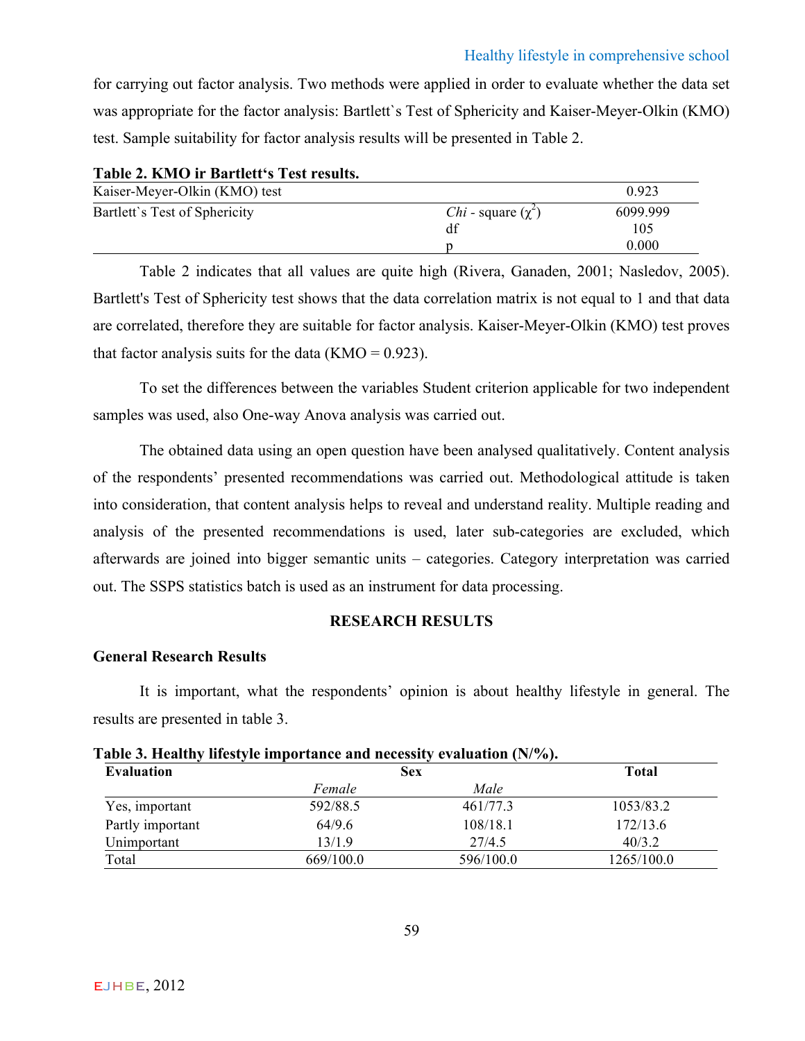for carrying out factor analysis. Two methods were applied in order to evaluate whether the data set was appropriate for the factor analysis: Bartlett`s Test of Sphericity and Kaiser-Meyer-Olkin (KMO) test. Sample suitability for factor analysis results will be presented in Table 2.

**Table 2. KMO ir Bartlett's Test results.**

| | | |
|---|---|---|
| Kaiser-Meyer-Olkin (KMO) test | | 0.923 |
| Bartlett`s Test of Sphericity | *Chi* - square ($\chi^2$) | 6099.999 |
| | df | 105 |
| | p | 0.000 |

Table 2 indicates that all values are quite high (Rivera, Ganaden, 2001; Nasledov, 2005). Bartlett's Test of Sphericity test shows that the data correlation matrix is not equal to 1 and that data are correlated, therefore they are suitable for factor analysis. Kaiser-Meyer-Olkin (KMO) test proves that factor analysis suits for the data (KMO = 0.923).

To set the differences between the variables Student criterion applicable for two independent samples was used, also One-way Anova analysis was carried out.

The obtained data using an open question have been analysed qualitatively. Content analysis of the respondents' presented recommendations was carried out. Methodological attitude is taken into consideration, that content analysis helps to reveal and understand reality. Multiple reading and analysis of the presented recommendations is used, later sub-categories are excluded, which afterwards are joined into bigger semantic units – categories. Category interpretation was carried out. The SSPS statistics batch is used as an instrument for data processing.

## RESEARCH RESULTS

### General Research Results

It is important, what the respondents' opinion is about healthy lifestyle in general. The results are presented in table 3.

**Table 3. Healthy lifestyle importance and necessity evaluation (N/%).**

| Evaluation | Sex | | Total |
|---|---|---|---|
| | *Female* | *Male* | |
| Yes, important | 592/88.5 | 461/77.3 | 1053/83.2 |
| Partly important | 64/9.6 | 108/18.1 | 172/13.6 |
| Unimportant | 13/1.9 | 27/4.5 | 40/3.2 |
| Total | 669/100.0 | 596/100.0 | 1265/100.0 |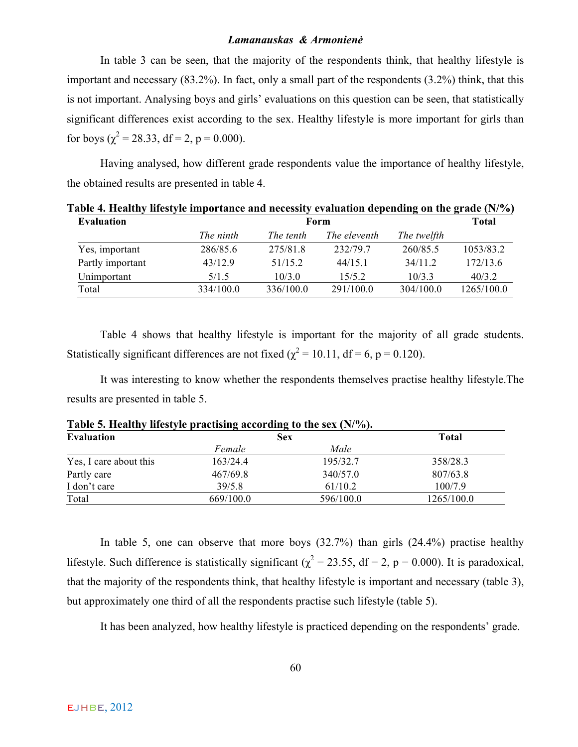In table 3 can be seen, that the majority of the respondents think, that healthy lifestyle is important and necessary (83.2%). In fact, only a small part of the respondents (3.2%) think, that this is not important. Analysing boys and girls' evaluations on this question can be seen, that statistically significant differences exist according to the sex. Healthy lifestyle is more important for girls than for boys ($\chi^2$ = 28.33, df = 2, p = 0.000).

Having analysed, how different grade respondents value the importance of healthy lifestyle, the obtained results are presented in table 4.

**Table 4. Healthy lifestyle importance and necessity evaluation depending on the grade (N/%)**

| Evaluation | Form | | | | Total |
|---|---|---|---|---|---|
| | *The ninth* | *The tenth* | *The eleventh* | *The twelfth* | |
| Yes, important | 286/85.6 | 275/81.8 | 232/79.7 | 260/85.5 | 1053/83.2 |
| Partly important | 43/12.9 | 51/15.2 | 44/15.1 | 34/11.2 | 172/13.6 |
| Unimportant | 5/1.5 | 10/3.0 | 15/5.2 | 10/3.3 | 40/3.2 |
| Total | 334/100.0 | 336/100.0 | 291/100.0 | 304/100.0 | 1265/100.0 |

Table 4 shows that healthy lifestyle is important for the majority of all grade students. Statistically significant differences are not fixed ($\chi^2$ = 10.11, df = 6, p = 0.120).

It was interesting to know whether the respondents themselves practise healthy lifestyle.The results are presented in table 5.

**Table 5. Healthy lifestyle practising according to the sex (N/%).**

| Evaluation | Sex | | Total |
|---|---|---|---|
| | *Female* | *Male* | |
| Yes, I care about this | 163/24.4 | 195/32.7 | 358/28.3 |
| Partly care | 467/69.8 | 340/57.0 | 807/63.8 |
| I don't care | 39/5.8 | 61/10.2 | 100/7.9 |
| Total | 669/100.0 | 596/100.0 | 1265/100.0 |

In table 5, one can observe that more boys (32.7%) than girls (24.4%) practise healthy lifestyle. Such difference is statistically significant ($\chi^2$ = 23.55, df = 2, p = 0.000). It is paradoxical, that the majority of the respondents think, that healthy lifestyle is important and necessary (table 3), but approximately one third of all the respondents practise such lifestyle (table 5).

It has been analyzed, how healthy lifestyle is practiced depending on the respondents' grade.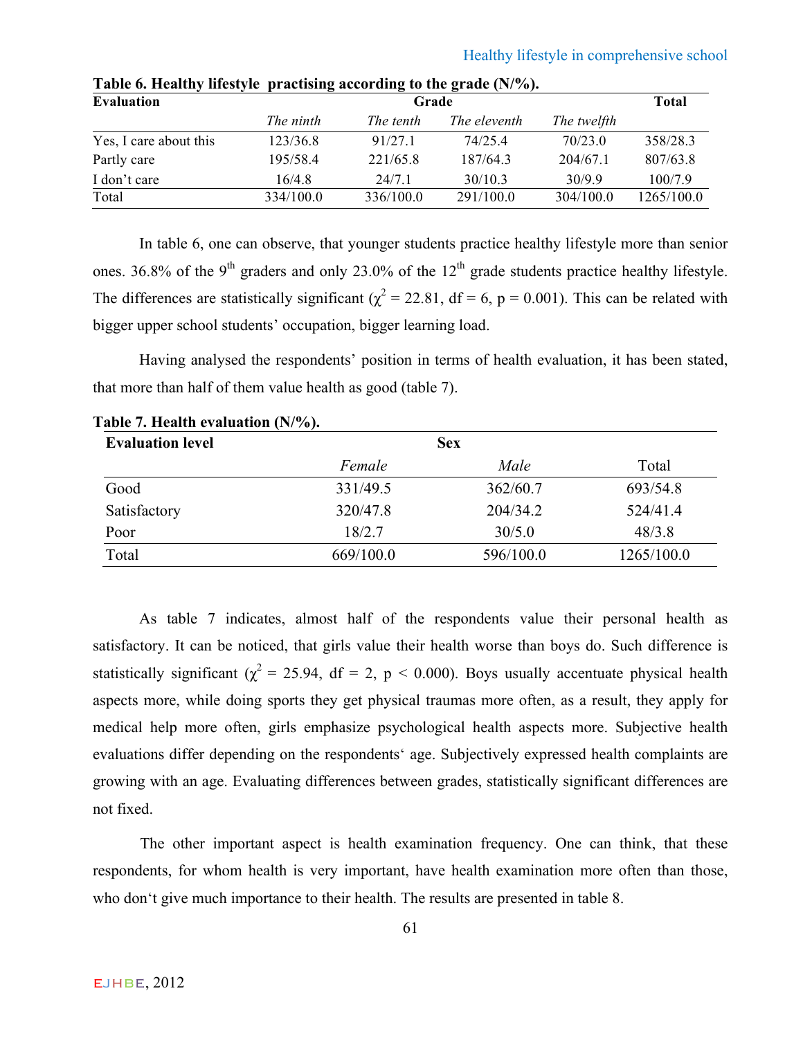**Table 6. Healthy lifestyle practising according to the grade (N/%).**

| Evaluation | Grade | | | | Total |
|---|---|---|---|---|---|
| | *The ninth* | *The tenth* | *The eleventh* | *The twelfth* | |
| Yes, I care about this | 123/36.8 | 91/27.1 | 74/25.4 | 70/23.0 | 358/28.3 |
| Partly care | 195/58.4 | 221/65.8 | 187/64.3 | 204/67.1 | 807/63.8 |
| I don't care | 16/4.8 | 24/7.1 | 30/10.3 | 30/9.9 | 100/7.9 |
| Total | 334/100.0 | 336/100.0 | 291/100.0 | 304/100.0 | 1265/100.0 |

In table 6, one can observe, that younger students practice healthy lifestyle more than senior ones. 36.8% of the 9th graders and only 23.0% of the 12th grade students practice healthy lifestyle. The differences are statistically significant ($\chi^2 = 22.81$, df = 6, $p = 0.001$). This can be related with bigger upper school students' occupation, bigger learning load.

Having analysed the respondents' position in terms of health evaluation, it has been stated, that more than half of them value health as good (table 7).

**Table 7. Health evaluation (N/%).**

| Evaluation level | Sex | | |
|---|---|---|---|
| | *Female* | *Male* | Total |
| Good | 331/49.5 | 362/60.7 | 693/54.8 |
| Satisfactory | 320/47.8 | 204/34.2 | 524/41.4 |
| Poor | 18/2.7 | 30/5.0 | 48/3.8 |
| Total | 669/100.0 | 596/100.0 | 1265/100.0 |

As table 7 indicates, almost half of the respondents value their personal health as satisfactory. It can be noticed, that girls value their health worse than boys do. Such difference is statistically significant ($\chi^2 = 25.94$, df = 2, $p < 0.000$). Boys usually accentuate physical health aspects more, while doing sports they get physical traumas more often, as a result, they apply for medical help more often, girls emphasize psychological health aspects more. Subjective health evaluations differ depending on the respondents' age. Subjectively expressed health complaints are growing with an age. Evaluating differences between grades, statistically significant differences are not fixed.

The other important aspect is health examination frequency. One can think, that these respondents, for whom health is very important, have health examination more often than those, who don't give much importance to their health. The results are presented in table 8.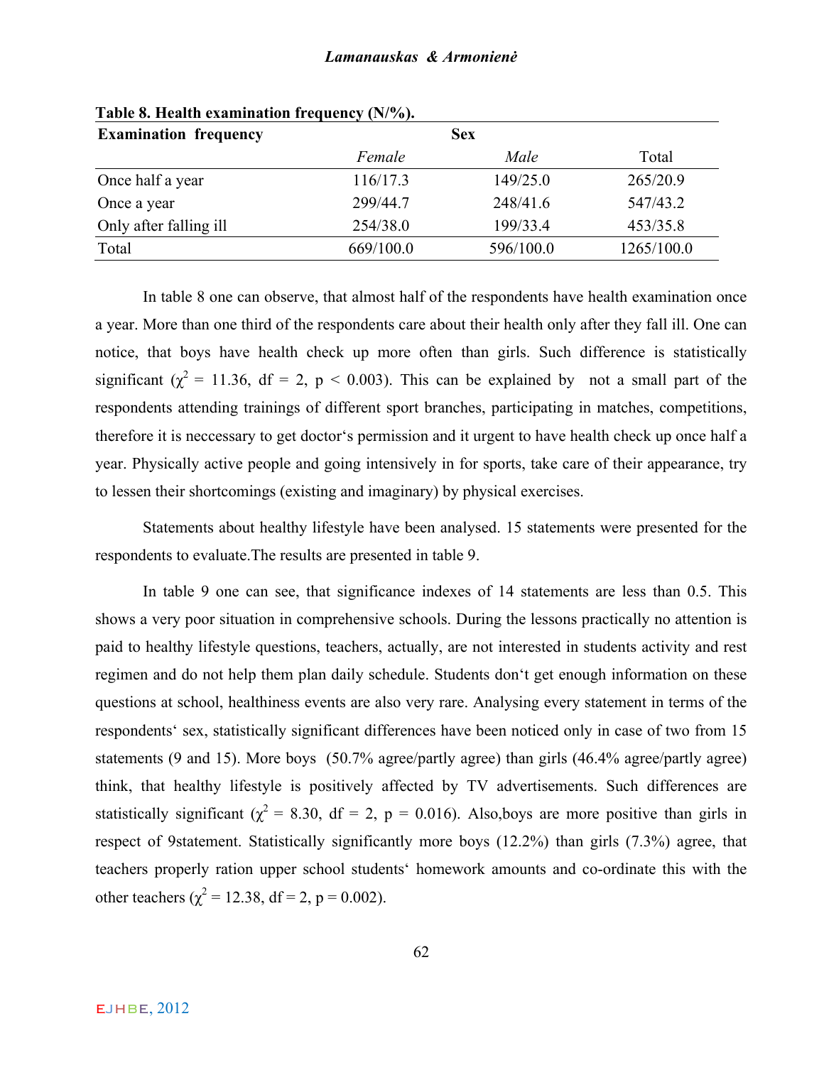**Table 8. Health examination frequency (N/%).**

| Examination frequency | Sex | | |
|---|---|---|---|
| | *Female* | *Male* | Total |
| Once half a year | 116/17.3 | 149/25.0 | 265/20.9 |
| Once a year | 299/44.7 | 248/41.6 | 547/43.2 |
| Only after falling ill | 254/38.0 | 199/33.4 | 453/35.8 |
| Total | 669/100.0 | 596/100.0 | 1265/100.0 |

In table 8 one can observe, that almost half of the respondents have health examination once a year. More than one third of the respondents care about their health only after they fall ill. One can notice, that boys have health check up more often than girls. Such difference is statistically significant ($\chi^2 = 11.36$, df = 2, $p < 0.003$). This can be explained by not a small part of the respondents attending trainings of different sport branches, participating in matches, competitions, therefore it is neccessary to get doctor‘s permission and it urgent to have health check up once half a year. Physically active people and going intensively in for sports, take care of their appearance, try to lessen their shortcomings (existing and imaginary) by physical exercises.

Statements about healthy lifestyle have been analysed. 15 statements were presented for the respondents to evaluate.The results are presented in table 9.

In table 9 one can see, that significance indexes of 14 statements are less than 0.5. This shows a very poor situation in comprehensive schools. During the lessons practically no attention is paid to healthy lifestyle questions, teachers, actually, are not interested in students activity and rest regimen and do not help them plan daily schedule. Students don‘t get enough information on these questions at school, healthiness events are also very rare. Analysing every statement in terms of the respondents‘ sex, statistically significant differences have been noticed only in case of two from 15 statements (9 and 15). More boys (50.7% agree/partly agree) than girls (46.4% agree/partly agree) think, that healthy lifestyle is positively affected by TV advertisements. Such differences are statistically significant ($\chi^2 = 8.30$, df = 2, $p = 0.016$). Also,boys are more positive than girls in respect of 9statement. Statistically significantly more boys (12.2%) than girls (7.3%) agree, that teachers properly ration upper school students‘ homework amounts and co-ordinate this with the other teachers ($\chi^2 = 12.38$, df = 2, $p = 0.002$).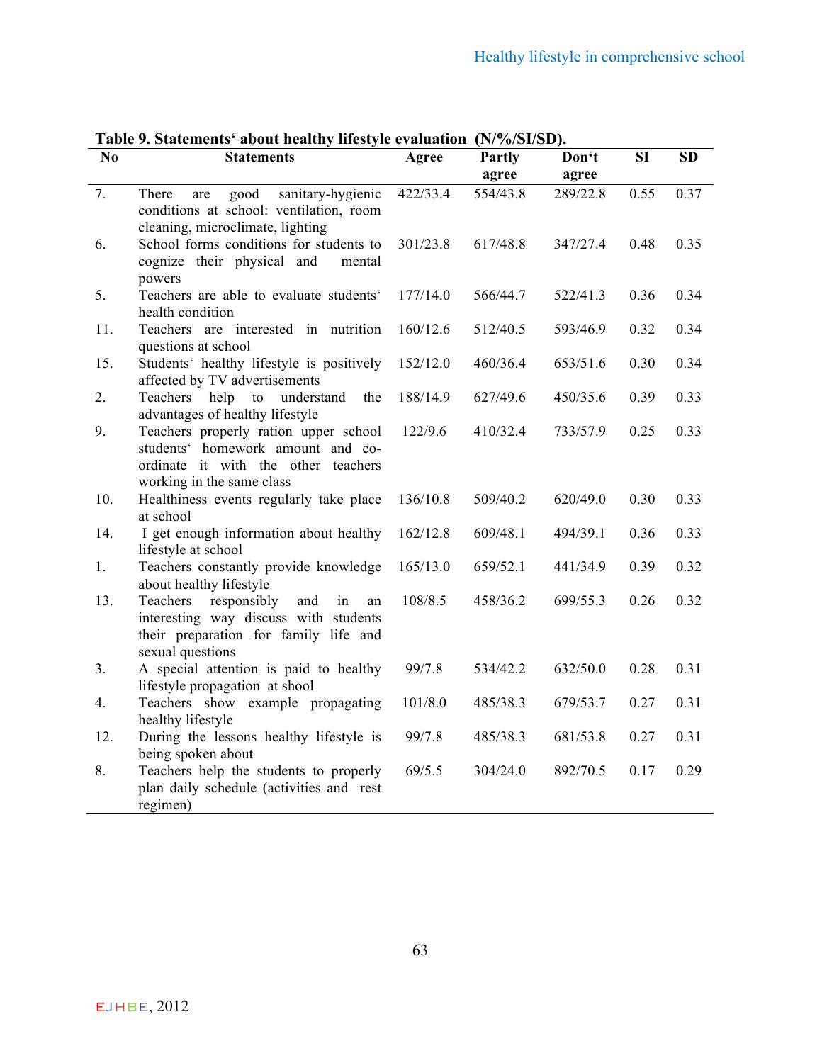**Table 9. Statements' about healthy lifestyle evaluation (N/%/SI/SD).**

| No | Statements | Agree | Partly agree | Don't agree | SI | SD |
|---|---|---|---|---|---|---|
| 7. | There are good sanitary-hygienic conditions at school: ventilation, room cleaning, microclimate, lighting | 422/33.4 | 554/43.8 | 289/22.8 | 0.55 | 0.37 |
| 6. | School forms conditions for students to cognize their physical and mental powers | 301/23.8 | 617/48.8 | 347/27.4 | 0.48 | 0.35 |
| 5. | Teachers are able to evaluate students' health condition | 177/14.0 | 566/44.7 | 522/41.3 | 0.36 | 0.34 |
| 11. | Teachers are interested in nutrition questions at school | 160/12.6 | 512/40.5 | 593/46.9 | 0.32 | 0.34 |
| 15. | Students' healthy lifestyle is positively affected by TV advertisements | 152/12.0 | 460/36.4 | 653/51.6 | 0.30 | 0.34 |
| 2. | Teachers help to understand the advantages of healthy lifestyle | 188/14.9 | 627/49.6 | 450/35.6 | 0.39 | 0.33 |
| 9. | Teachers properly ration upper school students' homework amount and co-ordinate it with the other teachers working in the same class | 122/9.6 | 410/32.4 | 733/57.9 | 0.25 | 0.33 |
| 10. | Healthiness events regularly take place at school | 136/10.8 | 509/40.2 | 620/49.0 | 0.30 | 0.33 |
| 14. | I get enough information about healthy lifestyle at school | 162/12.8 | 609/48.1 | 494/39.1 | 0.36 | 0.33 |
| 1. | Teachers constantly provide knowledge about healthy lifestyle | 165/13.0 | 659/52.1 | 441/34.9 | 0.39 | 0.32 |
| 13. | Teachers responsibly and in an interesting way discuss with students their preparation for family life and sexual questions | 108/8.5 | 458/36.2 | 699/55.3 | 0.26 | 0.32 |
| 3. | A special attention is paid to healthy lifestyle propagation at shool | 99/7.8 | 534/42.2 | 632/50.0 | 0.28 | 0.31 |
| 4. | Teachers show example propagating healthy lifestyle | 101/8.0 | 485/38.3 | 679/53.7 | 0.27 | 0.31 |
| 12. | During the lessons healthy lifestyle is being spoken about | 99/7.8 | 485/38.3 | 681/53.8 | 0.27 | 0.31 |
| 8. | Teachers help the students to properly plan daily schedule (activities and rest regimen) | 69/5.5 | 304/24.0 | 892/70.5 | 0.17 | 0.29 |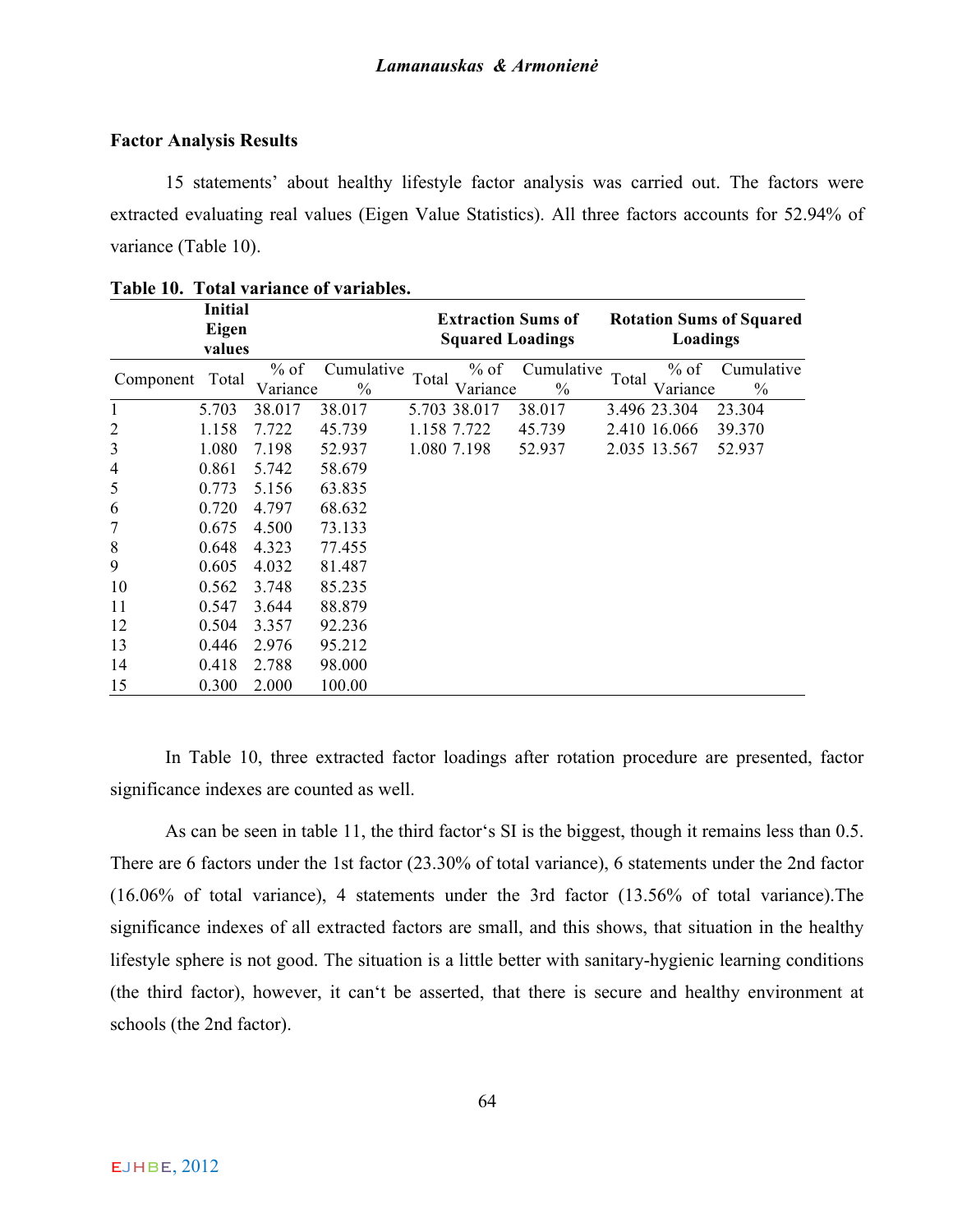### Factor Analysis Results

15 statements' about healthy lifestyle factor analysis was carried out. The factors were extracted evaluating real values (Eigen Value Statistics). All three factors accounts for 52.94% of variance (Table 10).

**Table 10. Total variance of variables.**

| | Initial Eigen values | | | Extraction Sums of Squared Loadings | | | Rotation Sums of Squared Loadings | | |
|---|---|---|---|---|---|---|---|---|---|
| Component | Total | % of Variance | Cumulative % | Total | % of Variance | Cumulative % | Total | % of Variance | Cumulative % |
| 1 | 5.703 | 38.017 | 38.017 | 5.703 | 38.017 | 38.017 | 3.496 | 23.304 | 23.304 |
| 2 | 1.158 | 7.722 | 45.739 | 1.158 | 7.722 | 45.739 | 2.410 | 16.066 | 39.370 |
| 3 | 1.080 | 7.198 | 52.937 | 1.080 | 7.198 | 52.937 | 2.035 | 13.567 | 52.937 |
| 4 | 0.861 | 5.742 | 58.679 | | | | | | |
| 5 | 0.773 | 5.156 | 63.835 | | | | | | |
| 6 | 0.720 | 4.797 | 68.632 | | | | | | |
| 7 | 0.675 | 4.500 | 73.133 | | | | | | |
| 8 | 0.648 | 4.323 | 77.455 | | | | | | |
| 9 | 0.605 | 4.032 | 81.487 | | | | | | |
| 10 | 0.562 | 3.748 | 85.235 | | | | | | |
| 11 | 0.547 | 3.644 | 88.879 | | | | | | |
| 12 | 0.504 | 3.357 | 92.236 | | | | | | |
| 13 | 0.446 | 2.976 | 95.212 | | | | | | |
| 14 | 0.418 | 2.788 | 98.000 | | | | | | |
| 15 | 0.300 | 2.000 | 100.00 | | | | | | |

In Table 10, three extracted factor loadings after rotation procedure are presented, factor significance indexes are counted as well.

As can be seen in table 11, the third factor's SI is the biggest, though it remains less than 0.5. There are 6 factors under the 1st factor (23.30% of total variance), 6 statements under the 2nd factor (16.06% of total variance), 4 statements under the 3rd factor (13.56% of total variance).The significance indexes of all extracted factors are small, and this shows, that situation in the healthy lifestyle sphere is not good. The situation is a little better with sanitary-hygienic learning conditions (the third factor), however, it can't be asserted, that there is secure and healthy environment at schools (the 2nd factor).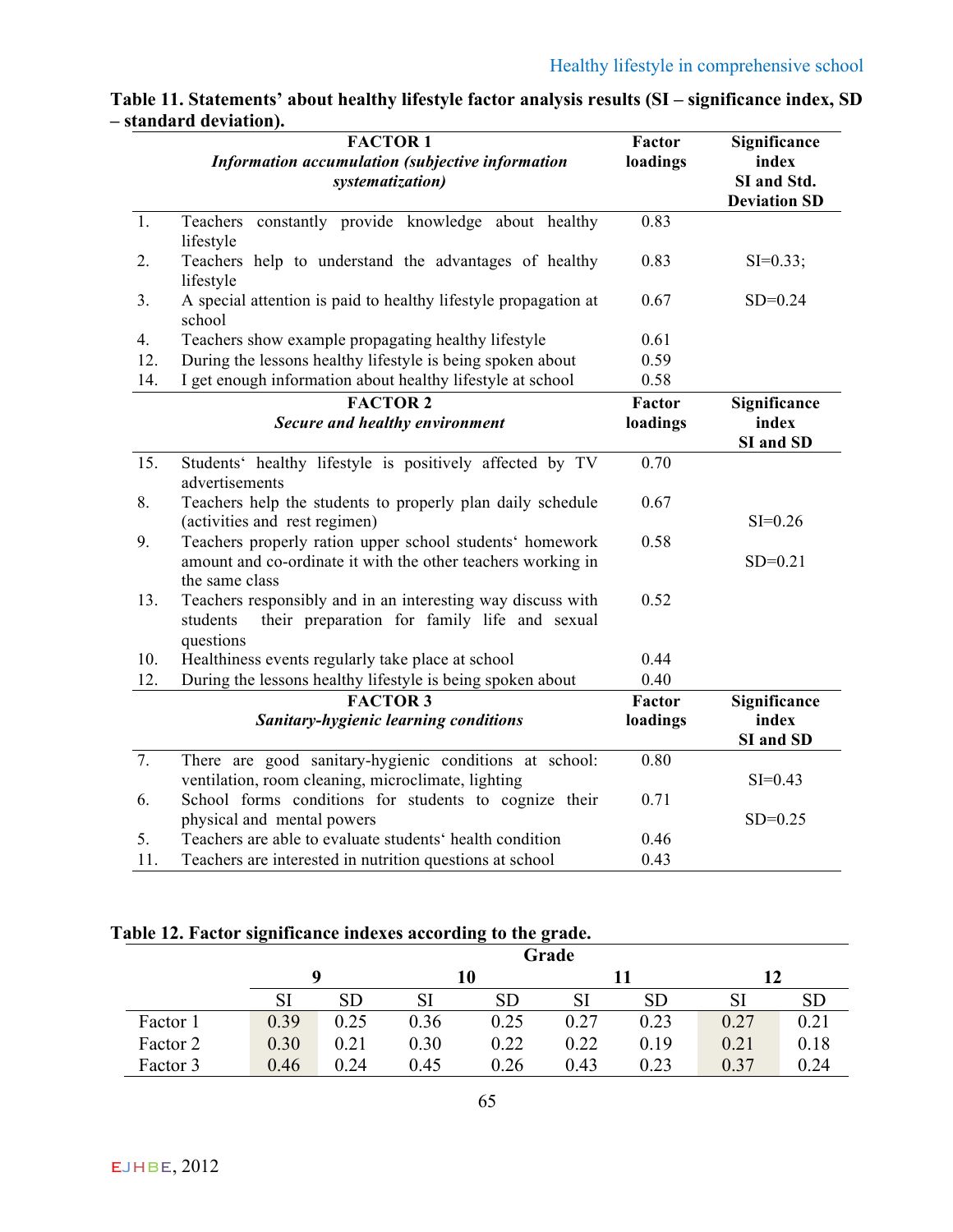**Table 11. Statements' about healthy lifestyle factor analysis results (SI – significance index, SD – standard deviation).**

| | **FACTOR 1** *Information accumulation (subjective information systematization)* | **Factor loadings** | **Significance index SI and Std. Deviation SD** |
|---|---|---|---|
| 1. | Teachers constantly provide knowledge about healthy lifestyle | 0.83 | |
| 2. | Teachers help to understand the advantages of healthy lifestyle | 0.83 | SI=0.33; |
| 3. | A special attention is paid to healthy lifestyle propagation at school | 0.67 | SD=0.24 |
| 4. | Teachers show example propagating healthy lifestyle | 0.61 | |
| 12. | During the lessons healthy lifestyle is being spoken about | 0.59 | |
| 14. | I get enough information about healthy lifestyle at school | 0.58 | |
| | **FACTOR 2** ***Secure and healthy environment*** | **Factor loadings** | **Significance index SI and SD** |
| 15. | Students' healthy lifestyle is positively affected by TV advertisements | 0.70 | |
| 8. | Teachers help the students to properly plan daily schedule (activities and rest regimen) | 0.67 | SI=0.26 |
| 9. | Teachers properly ration upper school students' homework amount and co-ordinate it with the other teachers working in the same class | 0.58 | SD=0.21 |
| 13. | Teachers responsibly and in an interesting way discuss with students their preparation for family life and sexual questions | 0.52 | |
| 10. | Healthiness events regularly take place at school | 0.44 | |
| 12. | During the lessons healthy lifestyle is being spoken about | 0.40 | |
| | **FACTOR 3** ***Sanitary-hygienic learning conditions*** | **Factor loadings** | **Significance index SI and SD** |
| 7. | There are good sanitary-hygienic conditions at school: ventilation, room cleaning, microclimate, lighting | 0.80 | SI=0.43 |
| 6. | School forms conditions for students to cognize their physical and mental powers | 0.71 | SD=0.25 |
| 5. | Teachers are able to evaluate students' health condition | 0.46 | |
| 11. | Teachers are interested in nutrition questions at school | 0.43 | |

**Table 12. Factor significance indexes according to the grade.**

| | Grade | | | | | | | |
|---|---|---|---|---|---|---|---|---|
| | 9 | | 10 | | 11 | | 12 | |
| | SI | SD | SI | SD | SI | SD | SI | SD |
| Factor 1 | 0.39 | 0.25 | 0.36 | 0.25 | 0.27 | 0.23 | 0.27 | 0.21 |
| Factor 2 | 0.30 | 0.21 | 0.30 | 0.22 | 0.22 | 0.19 | 0.21 | 0.18 |
| Factor 3 | 0.46 | 0.24 | 0.45 | 0.26 | 0.43 | 0.23 | 0.37 | 0.24 |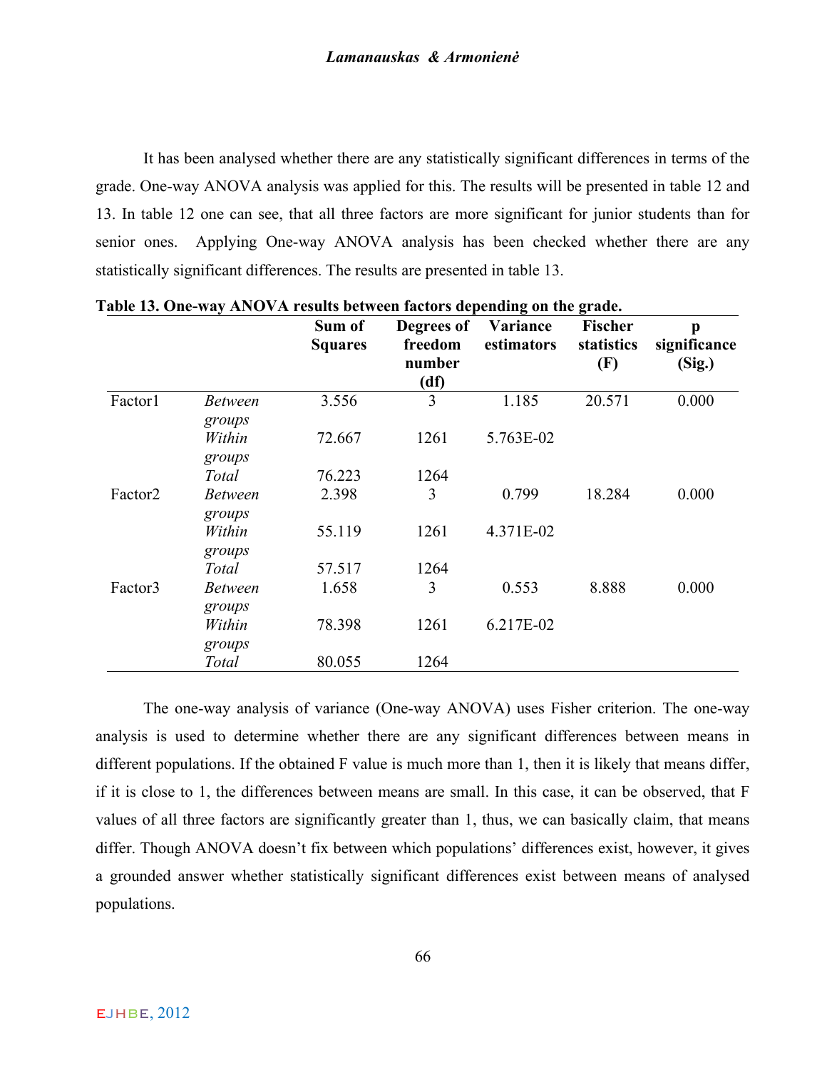It has been analysed whether there are any statistically significant differences in terms of the grade. One-way ANOVA analysis was applied for this. The results will be presented in table 12 and 13. In table 12 one can see, that all three factors are more significant for junior students than for senior ones. Applying One-way ANOVA analysis has been checked whether there are any statistically significant differences. The results are presented in table 13.

**Table 13. One-way ANOVA results between factors depending on the grade.**

| | | Sum of Squares | Degrees of freedom number (df) | Variance estimators | Fischer statistics (F) | p significance (Sig.) |
|---|---|---|---|---|---|---|
| Factor1 | *Between groups* | 3.556 | 3 | 1.185 | 20.571 | 0.000 |
| | *Within groups* | 72.667 | 1261 | 5.763E-02 | | |
| | *Total* | 76.223 | 1264 | | | |
| Factor2 | *Between groups* | 2.398 | 3 | 0.799 | 18.284 | 0.000 |
| | *Within groups* | 55.119 | 1261 | 4.371E-02 | | |
| | *Total* | 57.517 | 1264 | | | |
| Factor3 | *Between groups* | 1.658 | 3 | 0.553 | 8.888 | 0.000 |
| | *Within groups* | 78.398 | 1261 | 6.217E-02 | | |
| | *Total* | 80.055 | 1264 | | | |

The one-way analysis of variance (One-way ANOVA) uses Fisher criterion. The one-way analysis is used to determine whether there are any significant differences between means in different populations. If the obtained F value is much more than 1, then it is likely that means differ, if it is close to 1, the differences between means are small. In this case, it can be observed, that F values of all three factors are significantly greater than 1, thus, we can basically claim, that means differ. Though ANOVA doesn't fix between which populations' differences exist, however, it gives a grounded answer whether statistically significant differences exist between means of analysed populations.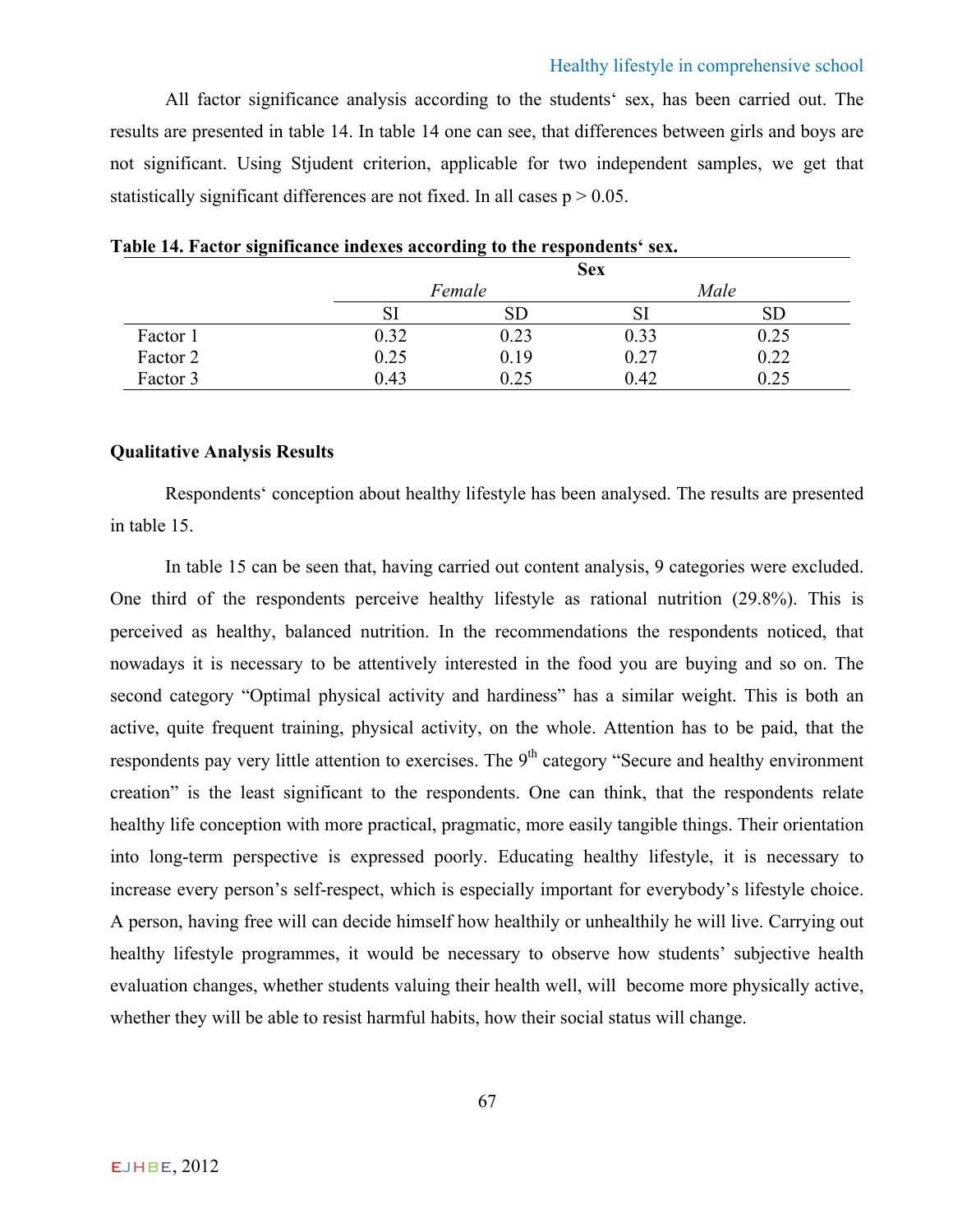All factor significance analysis according to the students' sex, has been carried out. The results are presented in table 14. In table 14 one can see, that differences between girls and boys are not significant. Using Stjudent criterion, applicable for two independent samples, we get that statistically significant differences are not fixed. In all cases $p > 0.05$.

**Table 14. Factor significance indexes according to the respondents' sex.**

| | Sex | | | |
|---|---|---|---|---|
| | *Female* | | *Male* | |
| | SI | SD | SI | SD |
| Factor 1 | 0.32 | 0.23 | 0.33 | 0.25 |
| Factor 2 | 0.25 | 0.19 | 0.27 | 0.22 |
| Factor 3 | 0.43 | 0.25 | 0.42 | 0.25 |

**Qualitative Analysis Results**

Respondents' conception about healthy lifestyle has been analysed. The results are presented in table 15.

In table 15 can be seen that, having carried out content analysis, 9 categories were excluded. One third of the respondents perceive healthy lifestyle as rational nutrition (29.8%). This is perceived as healthy, balanced nutrition. In the recommendations the respondents noticed, that nowadays it is necessary to be attentively interested in the food you are buying and so on. The second category "Optimal physical activity and hardiness" has a similar weight. This is both an active, quite frequent training, physical activity, on the whole. Attention has to be paid, that the respondents pay very little attention to exercises. The 9th category "Secure and healthy environment creation" is the least significant to the respondents. One can think, that the respondents relate healthy life conception with more practical, pragmatic, more easily tangible things. Their orientation into long-term perspective is expressed poorly. Educating healthy lifestyle, it is necessary to increase every person's self-respect, which is especially important for everybody's lifestyle choice. A person, having free will can decide himself how healthily or unhealthily he will live. Carrying out healthy lifestyle programmes, it would be necessary to observe how students' subjective health evaluation changes, whether students valuing their health well, will become more physically active, whether they will be able to resist harmful habits, how their social status will change.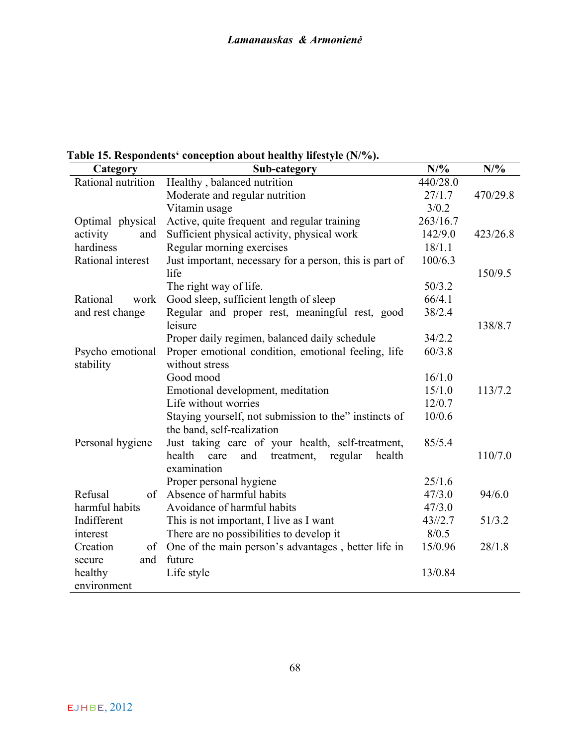**Table 15. Respondents‘ conception about healthy lifestyle (N/%).**

| Category | Sub-category | N/% | N/% |
|---|---|---|---|
| Rational nutrition | Healthy , balanced nutrition | 440/28.0 | |
| | Moderate and regular nutrition | 27/1.7 | 470/29.8 |
| | Vitamin usage | 3/0.2 | |
| Optimal physical activity and hardiness | Active, quite frequent and regular training | 263/16.7 | |
| | Sufficient physical activity, physical work | 142/9.0 | 423/26.8 |
| | Regular morning exercises | 18/1.1 | |
| Rational interest | Just important, necessary for a person, this is part of life | 100/6.3 | 150/9.5 |
| | The right way of life. | 50/3.2 | |
| Rational work and rest change | Good sleep, sufficient length of sleep | 66/4.1 | |
| | Regular and proper rest, meaningful rest, good leisure | 38/2.4 | 138/8.7 |
| | Proper daily regimen, balanced daily schedule | 34/2.2 | |
| Psycho emotional stability | Proper emotional condition, emotional feeling, life without stress | 60/3.8 | |
| | Good mood | 16/1.0 | |
| | Emotional development, meditation | 15/1.0 | 113/7.2 |
| | Life without worries | 12/0.7 | |
| | Staying yourself, not submission to the" instincts of the band, self-realization | 10/0.6 | |
| Personal hygiene | Just taking care of your health, self-treatment, health care and treatment, regular health examination | 85/5.4 | 110/7.0 |
| | Proper personal hygiene | 25/1.6 | |
| Refusal of harmful habits | Absence of harmful habits | 47/3.0 | 94/6.0 |
| | Avoidance of harmful habits | 47/3.0 | |
| Indifferent interest | This is not important, I live as I want | 43//2.7 | 51/3.2 |
| | There are no possibilities to develop it | 8/0.5 | |
| Creation of secure and healthy environment | One of the main person's advantages , better life in future | 15/0.96 | 28/1.8 |
| | Life style | 13/0.84 | |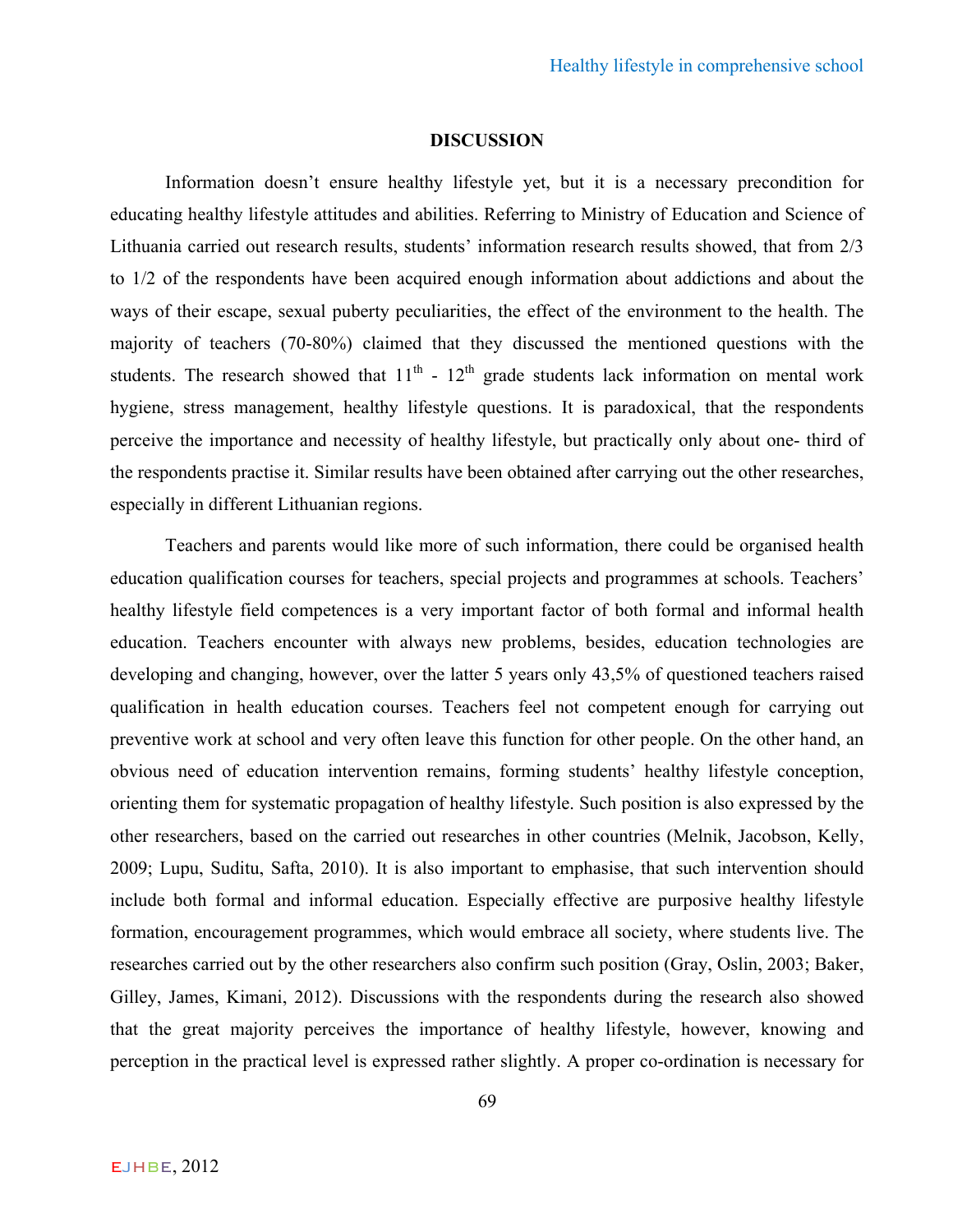## DISCUSSION

Information doesn't ensure healthy lifestyle yet, but it is a necessary precondition for educating healthy lifestyle attitudes and abilities. Referring to Ministry of Education and Science of Lithuania carried out research results, students' information research results showed, that from 2/3 to 1/2 of the respondents have been acquired enough information about addictions and about the ways of their escape, sexual puberty peculiarities, the effect of the environment to the health. The majority of teachers (70-80%) claimed that they discussed the mentioned questions with the students. The research showed that 11th - 12th grade students lack information on mental work hygiene, stress management, healthy lifestyle questions. It is paradoxical, that the respondents perceive the importance and necessity of healthy lifestyle, but practically only about one- third of the respondents practise it. Similar results have been obtained after carrying out the other researches, especially in different Lithuanian regions.

Teachers and parents would like more of such information, there could be organised health education qualification courses for teachers, special projects and programmes at schools. Teachers' healthy lifestyle field competences is a very important factor of both formal and informal health education. Teachers encounter with always new problems, besides, education technologies are developing and changing, however, over the latter 5 years only 43,5% of questioned teachers raised qualification in health education courses. Teachers feel not competent enough for carrying out preventive work at school and very often leave this function for other people. On the other hand, an obvious need of education intervention remains, forming students' healthy lifestyle conception, orienting them for systematic propagation of healthy lifestyle. Such position is also expressed by the other researchers, based on the carried out researches in other countries (Melnik, Jacobson, Kelly, 2009; Lupu, Suditu, Safta, 2010). It is also important to emphasise, that such intervention should include both formal and informal education. Especially effective are purposive healthy lifestyle formation, encouragement programmes, which would embrace all society, where students live. The researches carried out by the other researchers also confirm such position (Gray, Oslin, 2003; Baker, Gilley, James, Kimani, 2012). Discussions with the respondents during the research also showed that the great majority perceives the importance of healthy lifestyle, however, knowing and perception in the practical level is expressed rather slightly. A proper co-ordination is necessary for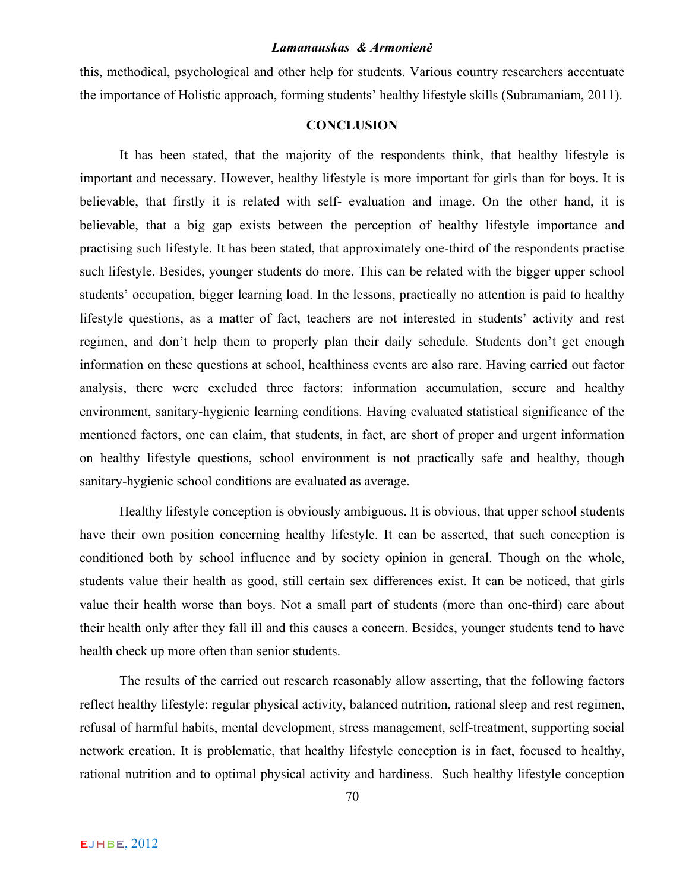this, methodical, psychological and other help for students. Various country researchers accentuate the importance of Holistic approach, forming students' healthy lifestyle skills (Subramaniam, 2011).

## CONCLUSION

It has been stated, that the majority of the respondents think, that healthy lifestyle is important and necessary. However, healthy lifestyle is more important for girls than for boys. It is believable, that firstly it is related with self- evaluation and image. On the other hand, it is believable, that a big gap exists between the perception of healthy lifestyle importance and practising such lifestyle. It has been stated, that approximately one-third of the respondents practise such lifestyle. Besides, younger students do more. This can be related with the bigger upper school students' occupation, bigger learning load. In the lessons, practically no attention is paid to healthy lifestyle questions, as a matter of fact, teachers are not interested in students' activity and rest regimen, and don't help them to properly plan their daily schedule. Students don't get enough information on these questions at school, healthiness events are also rare. Having carried out factor analysis, there were excluded three factors: information accumulation, secure and healthy environment, sanitary-hygienic learning conditions. Having evaluated statistical significance of the mentioned factors, one can claim, that students, in fact, are short of proper and urgent information on healthy lifestyle questions, school environment is not practically safe and healthy, though sanitary-hygienic school conditions are evaluated as average.

Healthy lifestyle conception is obviously ambiguous. It is obvious, that upper school students have their own position concerning healthy lifestyle. It can be asserted, that such conception is conditioned both by school influence and by society opinion in general. Though on the whole, students value their health as good, still certain sex differences exist. It can be noticed, that girls value their health worse than boys. Not a small part of students (more than one-third) care about their health only after they fall ill and this causes a concern. Besides, younger students tend to have health check up more often than senior students.

The results of the carried out research reasonably allow asserting, that the following factors reflect healthy lifestyle: regular physical activity, balanced nutrition, rational sleep and rest regimen, refusal of harmful habits, mental development, stress management, self-treatment, supporting social network creation. It is problematic, that healthy lifestyle conception is in fact, focused to healthy, rational nutrition and to optimal physical activity and hardiness. Such healthy lifestyle conception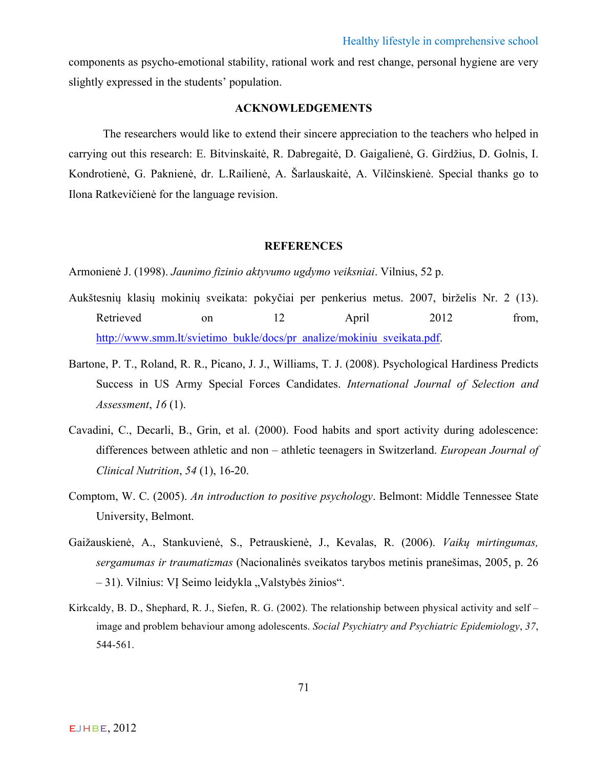components as psycho-emotional stability, rational work and rest change, personal hygiene are very slightly expressed in the students' population.

## ACKNOWLEDGEMENTS

The researchers would like to extend their sincere appreciation to the teachers who helped in carrying out this research: E. Bitvinskaitė, R. Dabregaitė, D. Gaigalienė, G. Girdžius, D. Golnis, I. Kondrotienė, G. Paknienė, dr. L.Railienė, A. Šarlauskaitė, A. Vilčinskienė. Special thanks go to Ilona Ratkevičienė for the language revision.

## REFERENCES

Armonienė J. (1998). *Jaunimo fizinio aktyvumo ugdymo veiksniai*. Vilnius, 52 p.

Aukštesnių klasių mokinių sveikata: pokyčiai per penkerius metus. 2007, birželis Nr. 2 (13). Retrieved on 12 April 2012 from, http://www.smm.lt/svietimo_bukle/docs/pr_analize/mokiniu_sveikata.pdf.

Bartone, P. T., Roland, R. R., Picano, J. J., Williams, T. J. (2008). Psychological Hardiness Predicts Success in US Army Special Forces Candidates. *International Journal of Selection and Assessment*, *16* (1).

Cavadini, C., Decarli, B., Grin, et al. (2000). Food habits and sport activity during adolescence: differences between athletic and non – athletic teenagers in Switzerland. *European Journal of Clinical Nutrition*, *54* (1), 16-20.

Comptom, W. C. (2005). *An introduction to positive psychology*. Belmont: Middle Tennessee State University, Belmont.

Gaižauskienė, A., Stankuvienė, S., Petrauskienė, J., Kevalas, R. (2006). *Vaikų mirtingumas, sergamumas ir traumatizmas* (Nacionalinės sveikatos tarybos metinis pranešimas, 2005, p. 26 – 31). Vilnius: VĮ Seimo leidykla „Valstybės žinios".

Kirkcaldy, B. D., Shephard, R. J., Siefen, R. G. (2002). The relationship between physical activity and self – image and problem behaviour among adolescents. *Social Psychiatry and Psychiatric Epidemiology*, *37*, 544-561.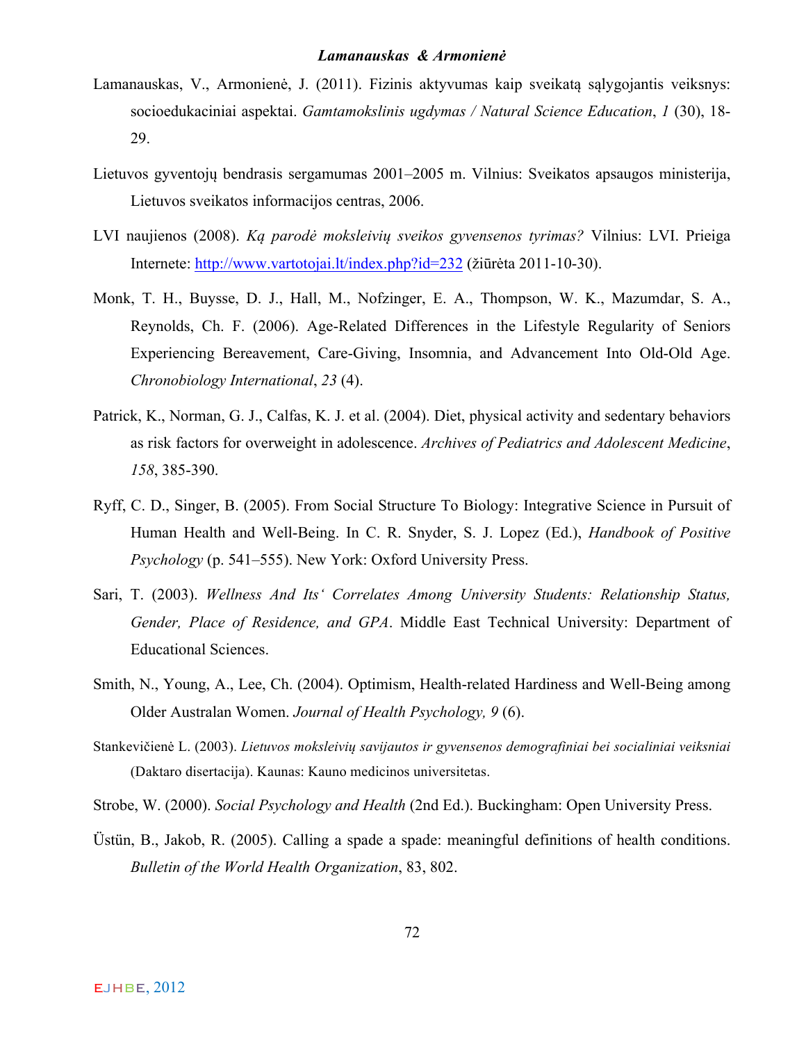Lamanauskas, V., Armonienė, J. (2011). Fizinis aktyvumas kaip sveikatą sąlygojantis veiksnys: socioedukaciniai aspektai. *Gamtamokslinis ugdymas / Natural Science Education*, *1* (30), 18-29.

Lietuvos gyventojų bendrasis sergamumas 2001–2005 m. Vilnius: Sveikatos apsaugos ministerija, Lietuvos sveikatos informacijos centras, 2006.

LVI naujienos (2008). *Ką parodė moksleivių sveikos gyvensenos tyrimas?* Vilnius: LVI. Prieiga Internete: http://www.vartotojai.lt/index.php?id=232 (žiūrėta 2011-10-30).

Monk, T. H., Buysse, D. J., Hall, M., Nofzinger, E. A., Thompson, W. K., Mazumdar, S. A., Reynolds, Ch. F. (2006). Age-Related Differences in the Lifestyle Regularity of Seniors Experiencing Bereavement, Care-Giving, Insomnia, and Advancement Into Old-Old Age. *Chronobiology International*, *23* (4).

Patrick, K., Norman, G. J., Calfas, K. J. et al. (2004). Diet, physical activity and sedentary behaviors as risk factors for overweight in adolescence. *Archives of Pediatrics and Adolescent Medicine*, *158*, 385-390.

Ryff, C. D., Singer, B. (2005). From Social Structure To Biology: Integrative Science in Pursuit of Human Health and Well-Being. In C. R. Snyder, S. J. Lopez (Ed.), *Handbook of Positive Psychology* (p. 541–555). New York: Oxford University Press.

Sari, T. (2003). *Wellness And Its' Correlates Among University Students: Relationship Status, Gender, Place of Residence, and GPA*. Middle East Technical University: Department of Educational Sciences.

Smith, N., Young, A., Lee, Ch. (2004). Optimism, Health-related Hardiness and Well-Being among Older Australan Women. *Journal of Health Psychology, 9* (6).

Stankevičienė L. (2003). *Lietuvos moksleivių savijautos ir gyvensenos demografiniai bei socialiniai veiksniai* (Daktaro disertacija). Kaunas: Kauno medicinos universitetas.

Strobe, W. (2000). *Social Psychology and Health* (2nd Ed.). Buckingham: Open University Press.

Üstün, B., Jakob, R. (2005). Calling a spade a spade: meaningful definitions of health conditions. *Bulletin of the World Health Organization*, 83, 802.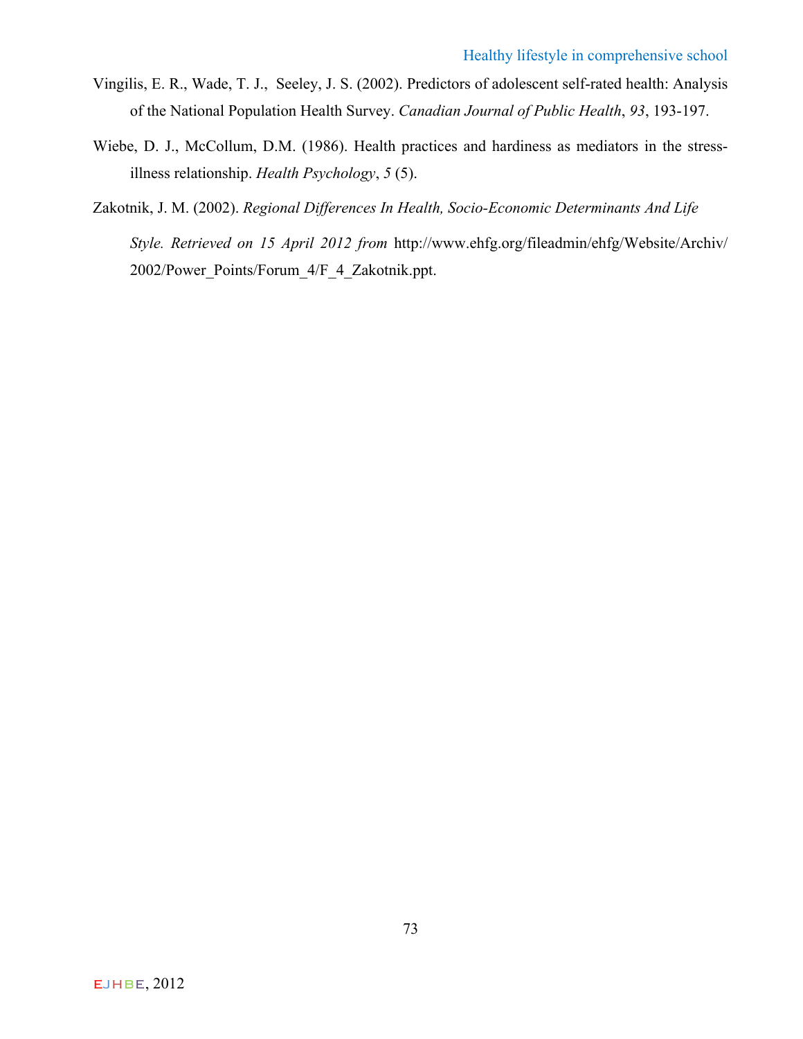Vingilis, E. R., Wade, T. J., Seeley, J. S. (2002). Predictors of adolescent self-rated health: Analysis of the National Population Health Survey. *Canadian Journal of Public Health*, *93*, 193-197.

Wiebe, D. J., McCollum, D.M. (1986). Health practices and hardiness as mediators in the stress-illness relationship. *Health Psychology*, *5* (5).

Zakotnik, J. M. (2002). *Regional Differences In Health, Socio-Economic Determinants And Life Style. Retrieved on 15 April 2012 from* http://www.ehfg.org/fileadmin/ehfg/Website/Archiv/2002/Power_Points/Forum_4/F_4_Zakotnik.ppt.